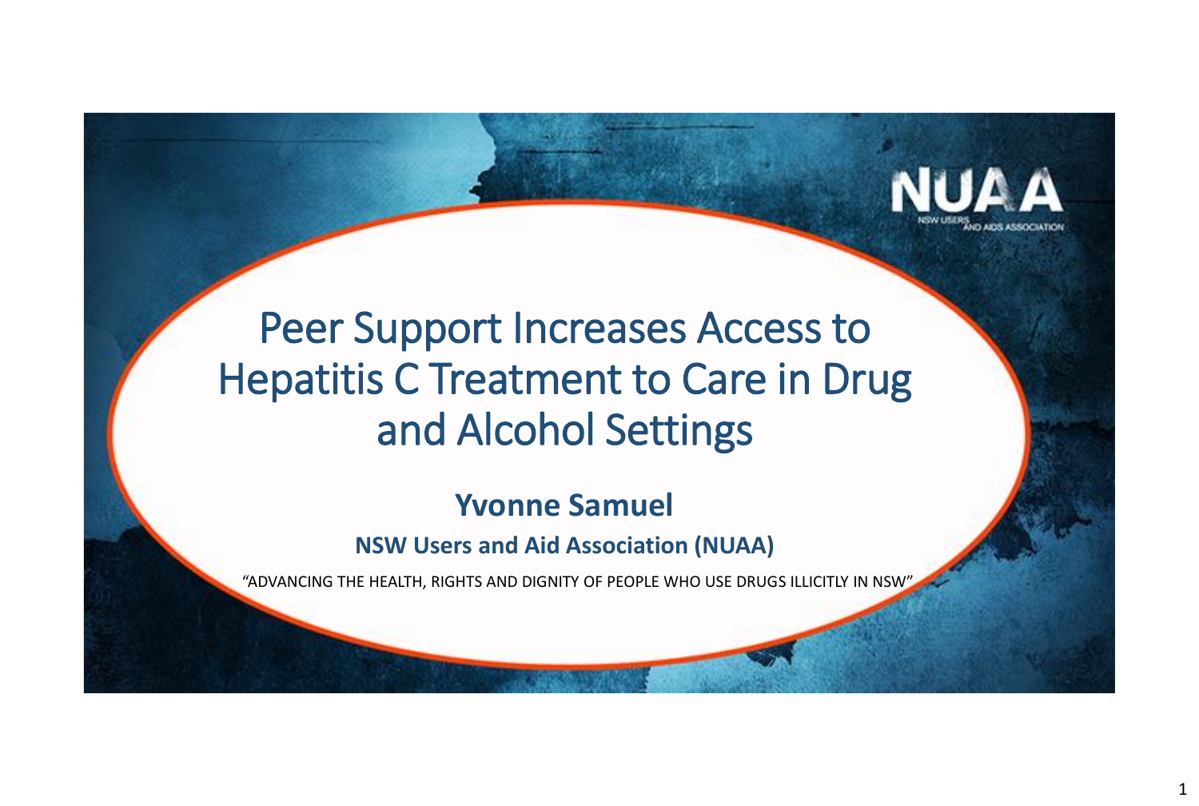# Peer Support Increases Access to Hepatitis C Treatment to Care in Drug and Alcohol Settings

**Yvonne Samuel**

**NSW Users and Aid Association (NUAA)**

"ADVANCING THE HEALTH, RIGHTS AND DIGNITY OF PEOPLE WHO USE DRUGS ILLICITLY IN NSW"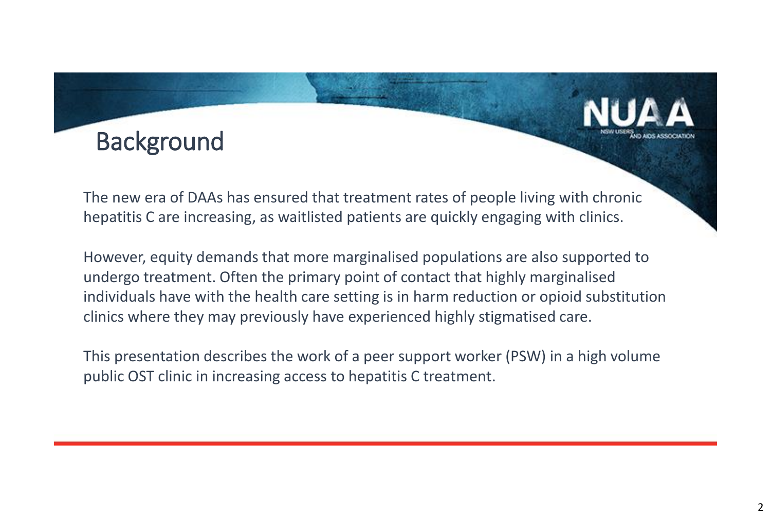## Background

The new era of DAAs has ensured that treatment rates of people living with chronic hepatitis C are increasing, as waitlisted patients are quickly engaging with clinics.

However, equity demands that more marginalised populations are also supported to undergo treatment. Often the primary point of contact that highly marginalised individuals have with the health care setting is in harm reduction or opioid substitution clinics where they may previously have experienced highly stigmatised care.

This presentation describes the work of a peer support worker (PSW) in a high volume public OST clinic in increasing access to hepatitis C treatment.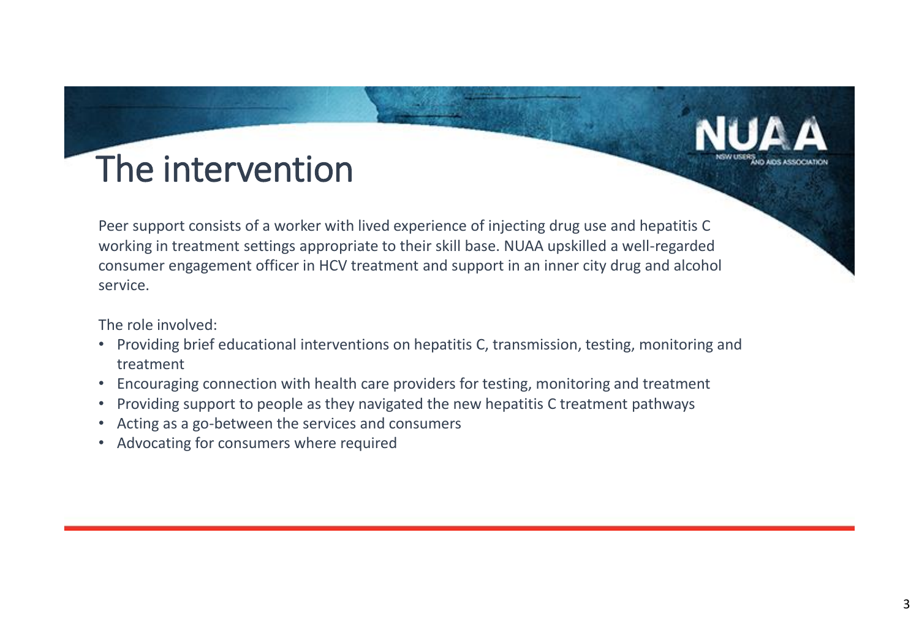# The intervention

Peer support consists of a worker with lived experience of injecting drug use and hepatitis C working in treatment settings appropriate to their skill base. NUAA upskilled a well-regarded consumer engagement officer in HCV treatment and support in an inner city drug and alcohol service.

The role involved:

- Providing brief educational interventions on hepatitis C, transmission, testing, monitoring and treatment
- Encouraging connection with health care providers for testing, monitoring and treatment
- Providing support to people as they navigated the new hepatitis C treatment pathways
- Acting as a go-between the services and consumers
- Advocating for consumers where required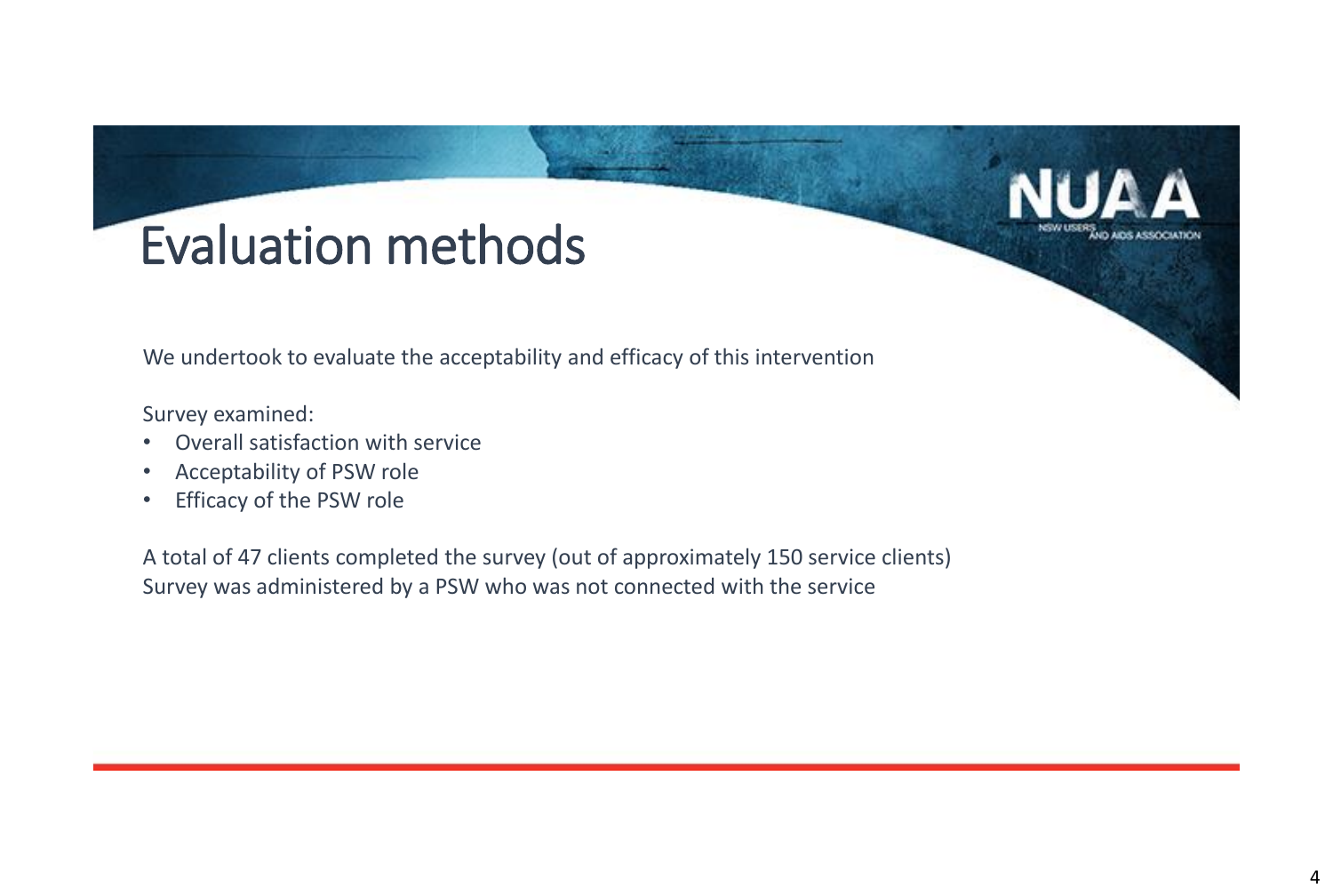# Evaluation methods

We undertook to evaluate the acceptability and efficacy of this intervention

Survey examined:

- Overall satisfaction with service
- Acceptability of PSW role
- Efficacy of the PSW role

A total of 47 clients completed the survey (out of approximately 150 service clients)
Survey was administered by a PSW who was not connected with the service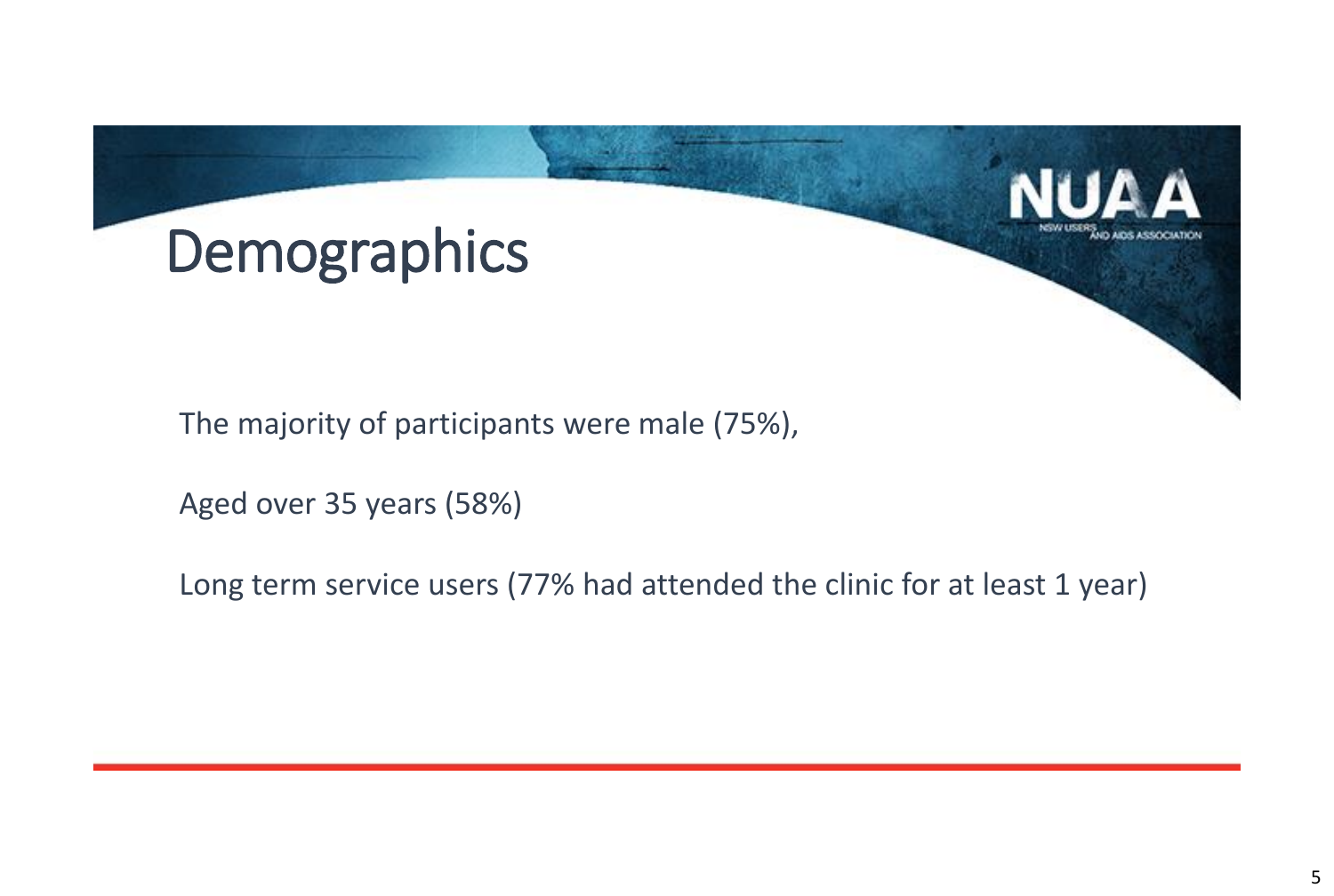# Demographics

The majority of participants were male (75%),

Aged over 35 years (58%)

Long term service users (77% had attended the clinic for at least 1 year)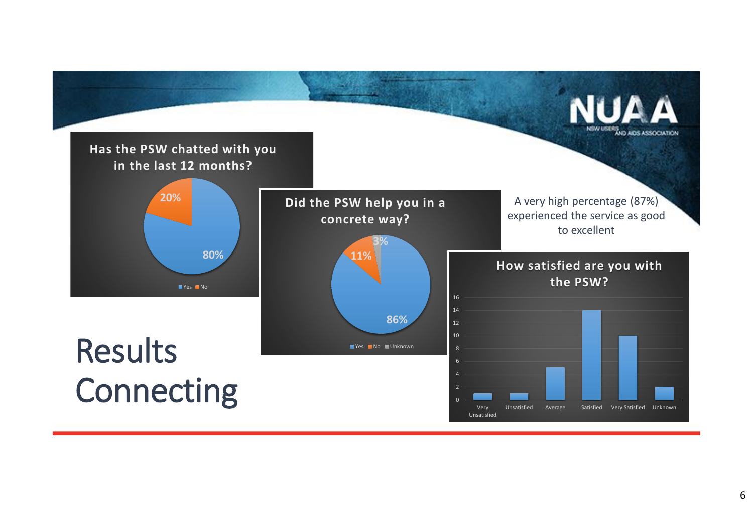# Results Connecting

A very high percentage (87%) experienced the service as good to excellent

**Has the PSW chatted with you in the last 12 months?**

| Response | Percentage |
| --- | --- |
| Yes | 80% |
| No | 20% |

**Did the PSW help you in a concrete way?**

| Response | Percentage |
| --- | --- |
| Yes | 86% |
| No | 11% |
| Unknown | 3% |

**How satisfied are you with the PSW?**

| Response | Count |
| --- | --- |
| Very Unsatisfied | 1 |
| Unsatisfied | 1 |
| Average | 5 |
| Satisfied | 14 |
| Very Satisfied | 10 |
| Unknown | 2 |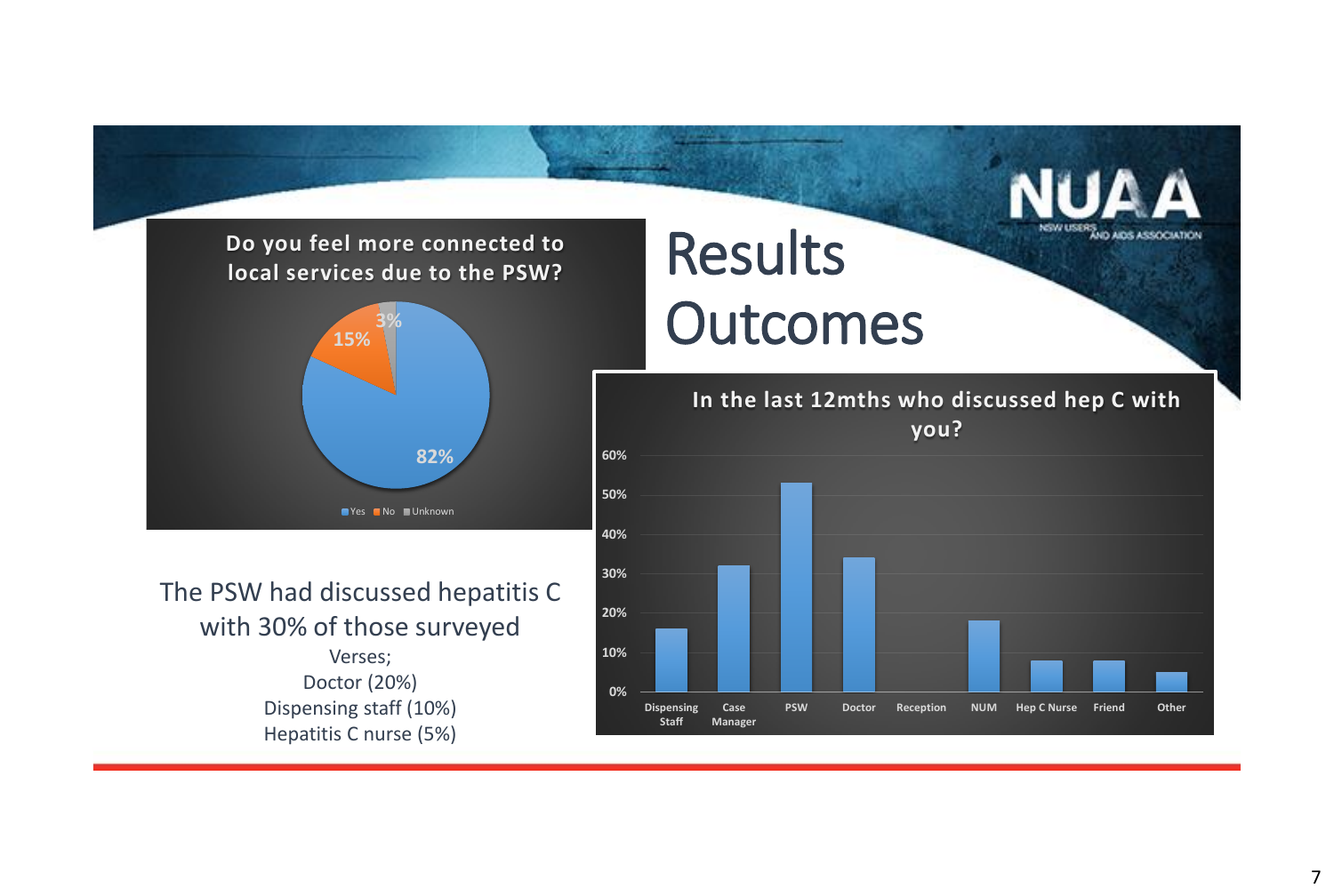# Results Outcomes

**Do you feel more connected to local services due to the PSW?**

| Response | Percentage |
|---|---|
| Yes | 82% |
| No | 15% |
| Unknown | 3% |

The PSW had discussed hepatitis C with 30% of those surveyed

Verses;
Doctor (20%)
Dispensing staff (10%)
Hepatitis C nurse (5%)

**In the last 12mths who discussed hep C with you?**

| Dispensing Staff | Case Manager | PSW | Doctor | Reception | NUM | Hep C Nurse | Friend | Other |
|---|---|---|---|---|---|---|---|---|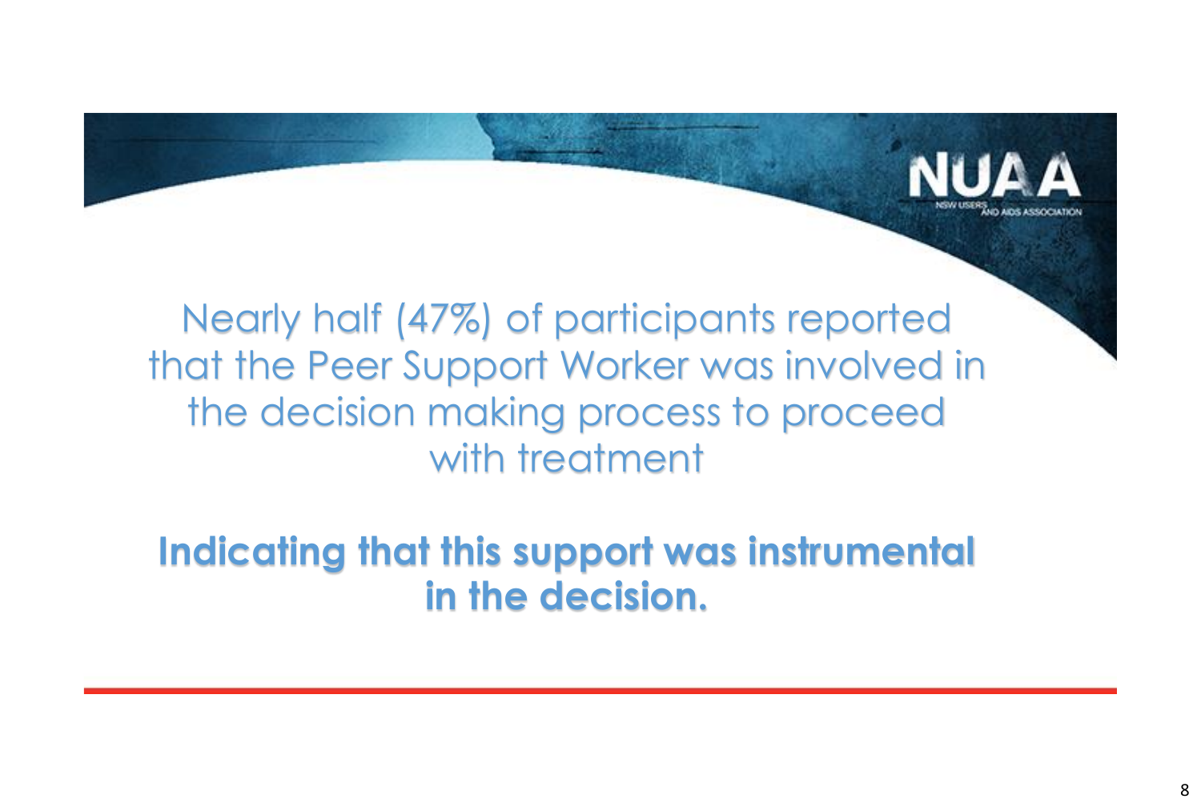Nearly half (47%) of participants reported that the Peer Support Worker was involved in the decision making process to proceed with treatment

**Indicating that this support was instrumental in the decision.**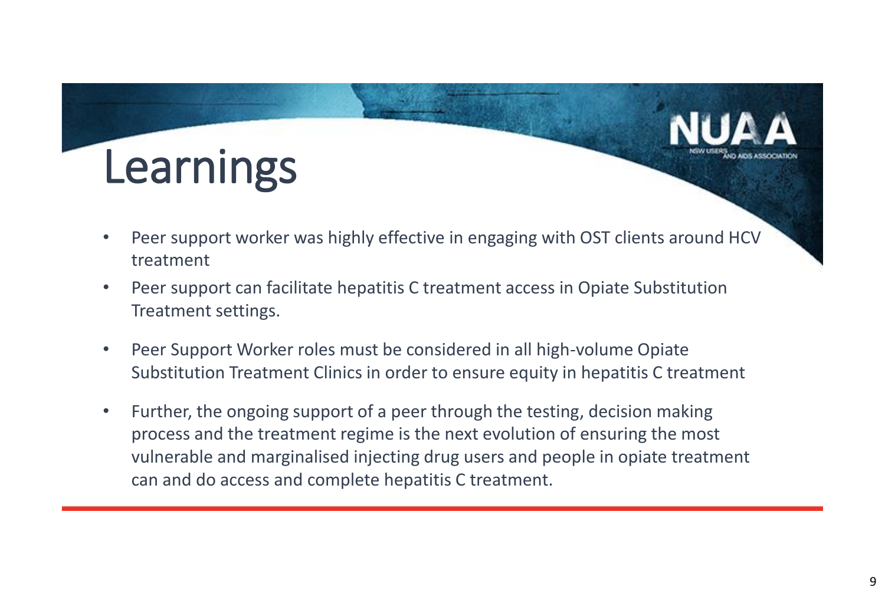# Learnings

NUAA
NSW USERS AND AIDS ASSOCIATION

- Peer support worker was highly effective in engaging with OST clients around HCV treatment
- Peer support can facilitate hepatitis C treatment access in Opiate Substitution Treatment settings.
- Peer Support Worker roles must be considered in all high-volume Opiate Substitution Treatment Clinics in order to ensure equity in hepatitis C treatment
- Further, the ongoing support of a peer through the testing, decision making process and the treatment regime is the next evolution of ensuring the most vulnerable and marginalised injecting drug users and people in opiate treatment can and do access and complete hepatitis C treatment.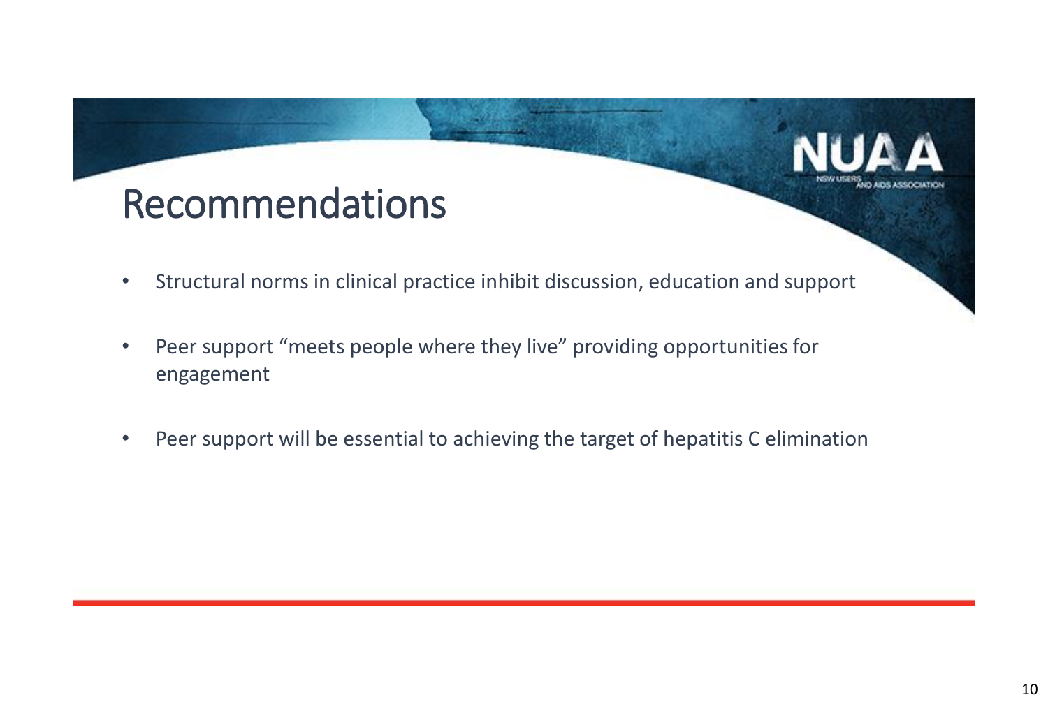# Recommendations

- Structural norms in clinical practice inhibit discussion, education and support
- Peer support "meets people where they live" providing opportunities for engagement
- Peer support will be essential to achieving the target of hepatitis C elimination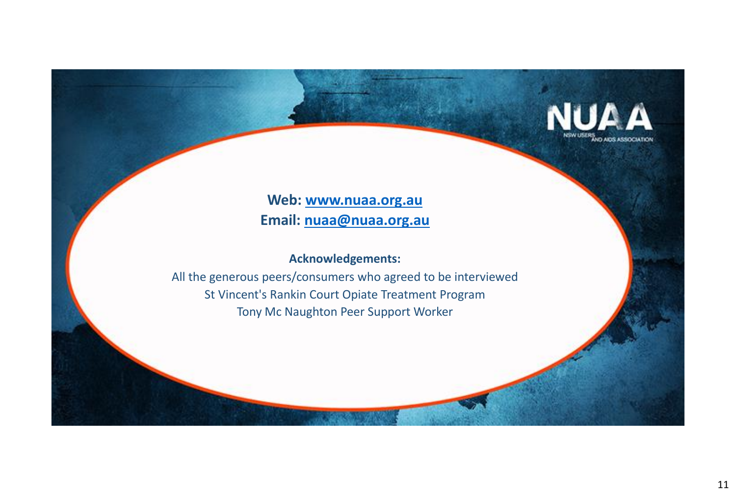NUAA

NSW USERS AND AIDS ASSOCIATION

**Web: www.nuaa.org.au**
**Email: nuaa@nuaa.org.au**

**Acknowledgements:**

All the generous peers/consumers who agreed to be interviewed
St Vincent's Rankin Court Opiate Treatment Program
Tony Mc Naughton Peer Support Worker